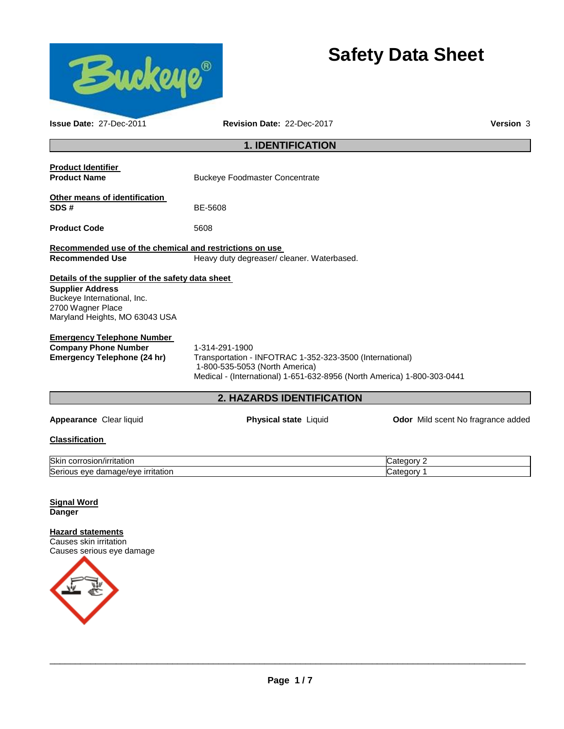# Safety Data Sheet

**Issue Date:** 27-Dec-2011 **Revision Date:** 22-Dec-2017 **Version** 3

## 1. IDENTIFICATION

**Product Identifier**

**Product Name** Buckeye Foodmaster Concentrate

**Other means of identification**

**SDS #** BE-5608

**Product Code** 5608

**Recommended use of the chemical and restrictions on use**

**Recommended Use** Heavy duty degreaser/ cleaner. Waterbased.

**Details of the supplier of the safety data sheet**

**Supplier Address**
Buckeye International, Inc.
2700 Wagner Place
Maryland Heights, MO 63043 USA

**Emergency Telephone Number**

**Company Phone Number** 1-314-291-1900

**Emergency Telephone (24 hr)** Transportation - INFOTRAC 1-352-323-3500 (International)
1-800-535-5053 (North America)
Medical - (International) 1-651-632-8956 (North America) 1-800-303-0441

## 2. HAZARDS IDENTIFICATION

**Appearance** Clear liquid **Physical state** Liquid **Odor** Mild scent No fragrance added

**Classification**

| | |
|---|---|
| Skin corrosion/irritation | Category 2 |
| Serious eye damage/eye irritation | Category 1 |

**Signal Word**
**Danger**

**Hazard statements**
Causes skin irritation
Causes serious eye damage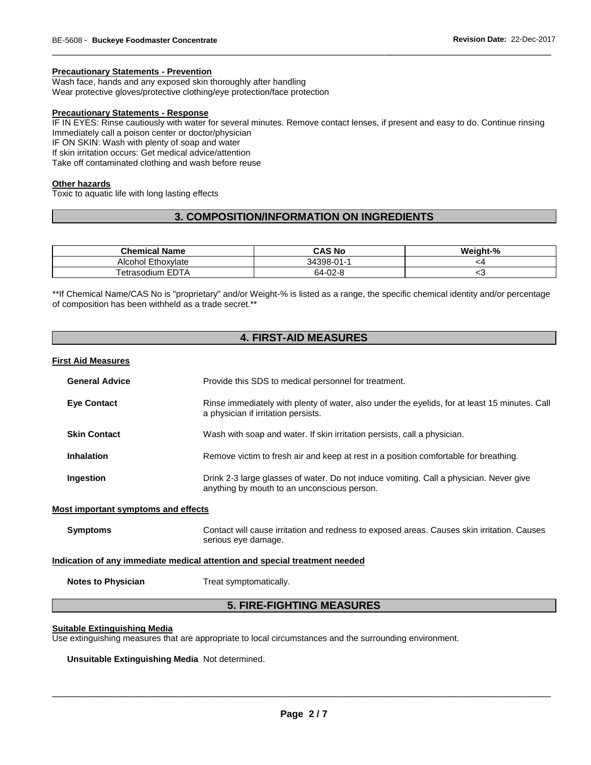#### Precautionary Statements - Prevention

Wash face, hands and any exposed skin thoroughly after handling
Wear protective gloves/protective clothing/eye protection/face protection

#### Precautionary Statements - Response

IF IN EYES: Rinse cautiously with water for several minutes. Remove contact lenses, if present and easy to do. Continue rinsing
Immediately call a poison center or doctor/physician
IF ON SKIN: Wash with plenty of soap and water
If skin irritation occurs: Get medical advice/attention
Take off contaminated clothing and wash before reuse

#### Other hazards

Toxic to aquatic life with long lasting effects

## 3. COMPOSITION/INFORMATION ON INGREDIENTS

| Chemical Name | CAS No | Weight-% |
|---|---|---|
| Alcohol Ethoxylate | 34398-01-1 | <4 |
| Tetrasodium EDTA | 64-02-8 | <3 |

**If Chemical Name/CAS No is "proprietary" and/or Weight-% is listed as a range, the specific chemical identity and/or percentage of composition has been withheld as a trade secret.**

## 4. FIRST-AID MEASURES

#### First Aid Measures

**General Advice** Provide this SDS to medical personnel for treatment.

**Eye Contact** Rinse immediately with plenty of water, also under the eyelids, for at least 15 minutes. Call a physician if irritation persists.

**Skin Contact** Wash with soap and water. If skin irritation persists, call a physician.

**Inhalation** Remove victim to fresh air and keep at rest in a position comfortable for breathing.

**Ingestion** Drink 2-3 large glasses of water. Do not induce vomiting. Call a physician. Never give anything by mouth to an unconscious person.

#### Most important symptoms and effects

**Symptoms** Contact will cause irritation and redness to exposed areas. Causes skin irritation. Causes serious eye damage.

#### Indication of any immediate medical attention and special treatment needed

**Notes to Physician** Treat symptomatically.

## 5. FIRE-FIGHTING MEASURES

#### Suitable Extinguishing Media

Use extinguishing measures that are appropriate to local circumstances and the surrounding environment.

**Unsuitable Extinguishing Media** Not determined.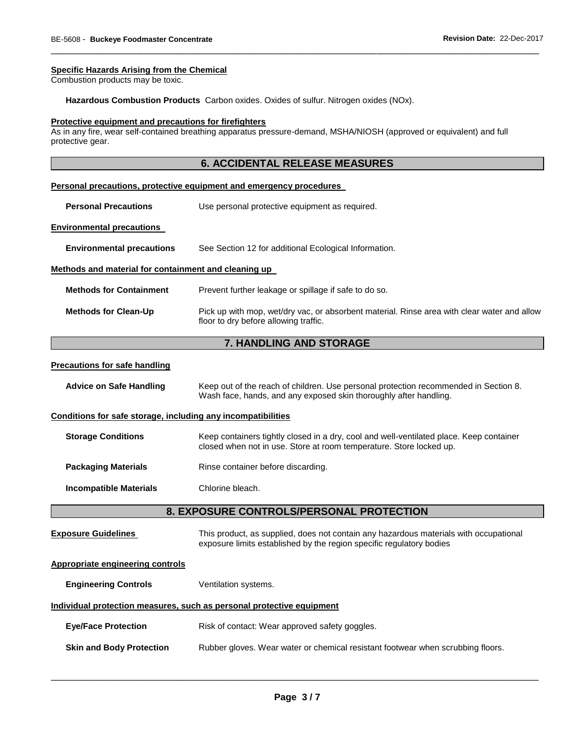#### Specific Hazards Arising from the Chemical

Combustion products may be toxic.

**Hazardous Combustion Products** Carbon oxides. Oxides of sulfur. Nitrogen oxides (NOx).

#### Protective equipment and precautions for firefighters

As in any fire, wear self-contained breathing apparatus pressure-demand, MSHA/NIOSH (approved or equivalent) and full protective gear.

## 6. ACCIDENTAL RELEASE MEASURES

#### Personal precautions, protective equipment and emergency procedures

**Personal Precautions** Use personal protective equipment as required.

#### Environmental precautions

**Environmental precautions** See Section 12 for additional Ecological Information.

#### Methods and material for containment and cleaning up

**Methods for Containment** Prevent further leakage or spillage if safe to do so.

**Methods for Clean-Up** Pick up with mop, wet/dry vac, or absorbent material. Rinse area with clear water and allow floor to dry before allowing traffic.

## 7. HANDLING AND STORAGE

#### Precautions for safe handling

**Advice on Safe Handling** Keep out of the reach of children. Use personal protection recommended in Section 8. Wash face, hands, and any exposed skin thoroughly after handling.

#### Conditions for safe storage, including any incompatibilities

**Storage Conditions** Keep containers tightly closed in a dry, cool and well-ventilated place. Keep container closed when not in use. Store at room temperature. Store locked up.

**Packaging Materials** Rinse container before discarding.

**Incompatible Materials** Chlorine bleach.

## 8. EXPOSURE CONTROLS/PERSONAL PROTECTION

**Exposure Guidelines** This product, as supplied, does not contain any hazardous materials with occupational exposure limits established by the region specific regulatory bodies

#### Appropriate engineering controls

**Engineering Controls** Ventilation systems.

#### Individual protection measures, such as personal protective equipment

**Eye/Face Protection** Risk of contact: Wear approved safety goggles.

**Skin and Body Protection** Rubber gloves. Wear water or chemical resistant footwear when scrubbing floors.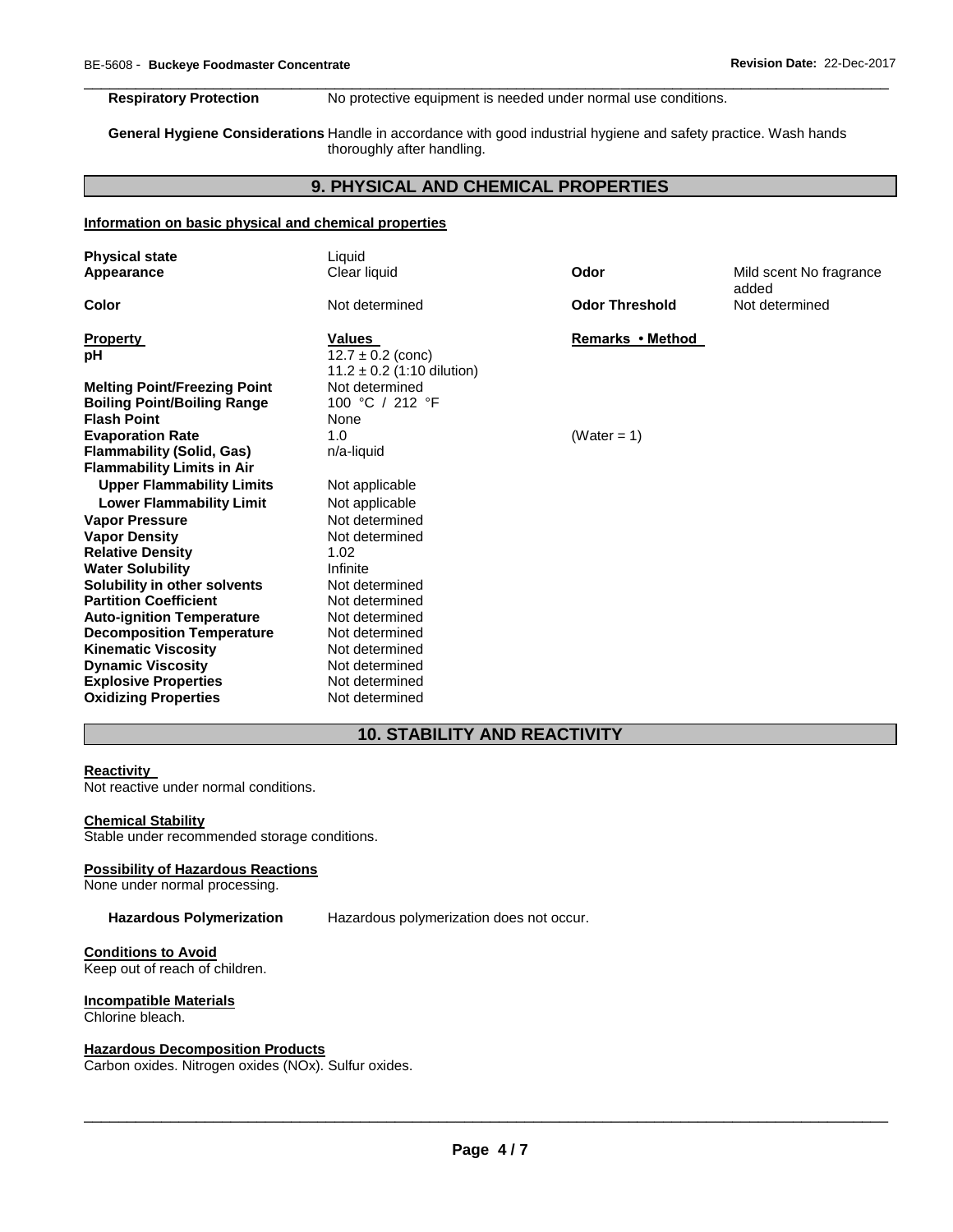| | |
|---|---|
| **Respiratory Protection** | No protective equipment is needed under normal use conditions. |
| **General Hygiene Considerations** | Handle in accordance with good industrial hygiene and safety practice. Wash hands thoroughly after handling. |

## 9. PHYSICAL AND CHEMICAL PROPERTIES

**Information on basic physical and chemical properties**

| | | | |
|---|---|---|---|
| **Physical state** | Liquid | | |
| **Appearance** | Clear liquid | **Odor** | Mild scent No fragrance added |
| **Color** | Not determined | **Odor Threshold** | Not determined |

| **Property** | **Values** | **Remarks • Method** |
|---|---|---|
| **pH** | 12.7 ± 0.2 (conc)<br>11.2 ± 0.2 (1:10 dilution) | |
| **Melting Point/Freezing Point** | Not determined | |
| **Boiling Point/Boiling Range** | 100 °C / 212 °F | |
| **Flash Point** | None | |
| **Evaporation Rate** | 1.0 | (Water = 1) |
| **Flammability (Solid, Gas)** | n/a-liquid | |
| **Flammability Limits in Air** | | |
| **Upper Flammability Limits** | Not applicable | |
| **Lower Flammability Limit** | Not applicable | |
| **Vapor Pressure** | Not determined | |
| **Vapor Density** | Not determined | |
| **Relative Density** | 1.02 | |
| **Water Solubility** | Infinite | |
| **Solubility in other solvents** | Not determined | |
| **Partition Coefficient** | Not determined | |
| **Auto-ignition Temperature** | Not determined | |
| **Decomposition Temperature** | Not determined | |
| **Kinematic Viscosity** | Not determined | |
| **Dynamic Viscosity** | Not determined | |
| **Explosive Properties** | Not determined | |
| **Oxidizing Properties** | Not determined | |

## 10. STABILITY AND REACTIVITY

**Reactivity**

Not reactive under normal conditions.

**Chemical Stability**

Stable under recommended storage conditions.

**Possibility of Hazardous Reactions**

None under normal processing.

**Hazardous Polymerization** Hazardous polymerization does not occur.

**Conditions to Avoid**

Keep out of reach of children.

**Incompatible Materials**

Chlorine bleach.

**Hazardous Decomposition Products**

Carbon oxides. Nitrogen oxides (NOx). Sulfur oxides.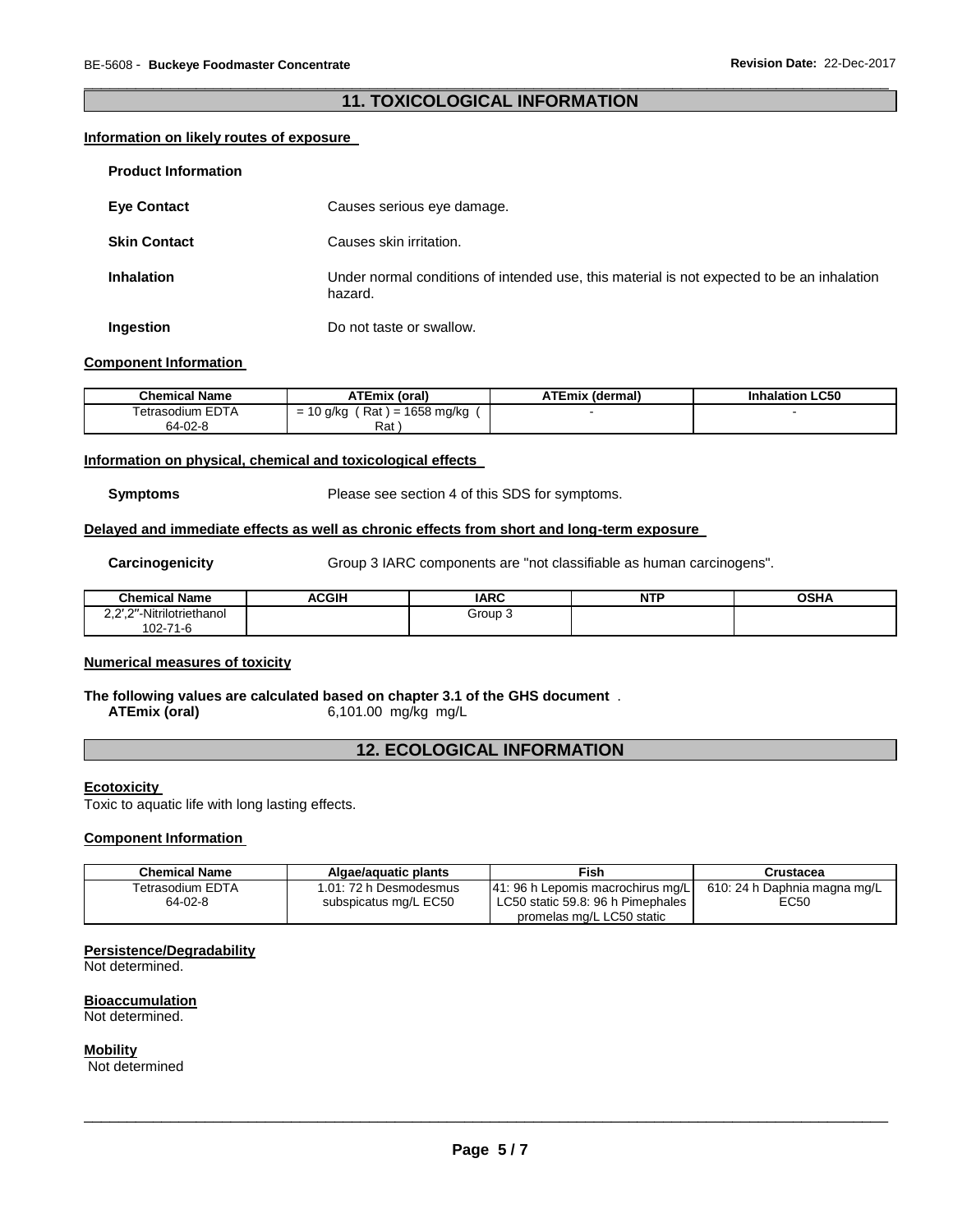## 11. TOXICOLOGICAL INFORMATION

### Information on likely routes of exposure

**Product Information**

**Eye Contact** Causes serious eye damage.

**Skin Contact** Causes skin irritation.

**Inhalation** Under normal conditions of intended use, this material is not expected to be an inhalation hazard.

**Ingestion** Do not taste or swallow.

### Component Information

| Chemical Name | ATEmix (oral) | ATEmix (dermal) | Inhalation LC50 |
|---|---|---|---|
| Tetrasodium EDTA 64-02-8 | = 10 g/kg ( Rat ) = 1658 mg/kg ( Rat ) | - | - |

### Information on physical, chemical and toxicological effects

**Symptoms** Please see section 4 of this SDS for symptoms.

### Delayed and immediate effects as well as chronic effects from short and long-term exposure

**Carcinogenicity** Group 3 IARC components are "not classifiable as human carcinogens".

| Chemical Name | ACGIH | IARC | NTP | OSHA |
|---|---|---|---|---|
| 2,2′,2″-Nitrilotriethanol 102-71-6 | | Group 3 | | |

### Numerical measures of toxicity

**The following values are calculated based on chapter 3.1 of the GHS document** .

**ATEmix (oral)** 6,101.00 mg/kg mg/L

## 12. ECOLOGICAL INFORMATION

### Ecotoxicity

Toxic to aquatic life with long lasting effects.

### Component Information

| Chemical Name | Algae/aquatic plants | Fish | Crustacea |
|---|---|---|---|
| Tetrasodium EDTA 64-02-8 | 1.01: 72 h Desmodesmus subspicatus mg/L EC50 | 41: 96 h Lepomis macrochirus mg/L LC50 static 59.8: 96 h Pimephales promelas mg/L LC50 static | 610: 24 h Daphnia magna mg/L EC50 |

### Persistence/Degradability

Not determined.

### Bioaccumulation

Not determined.

### Mobility

Not determined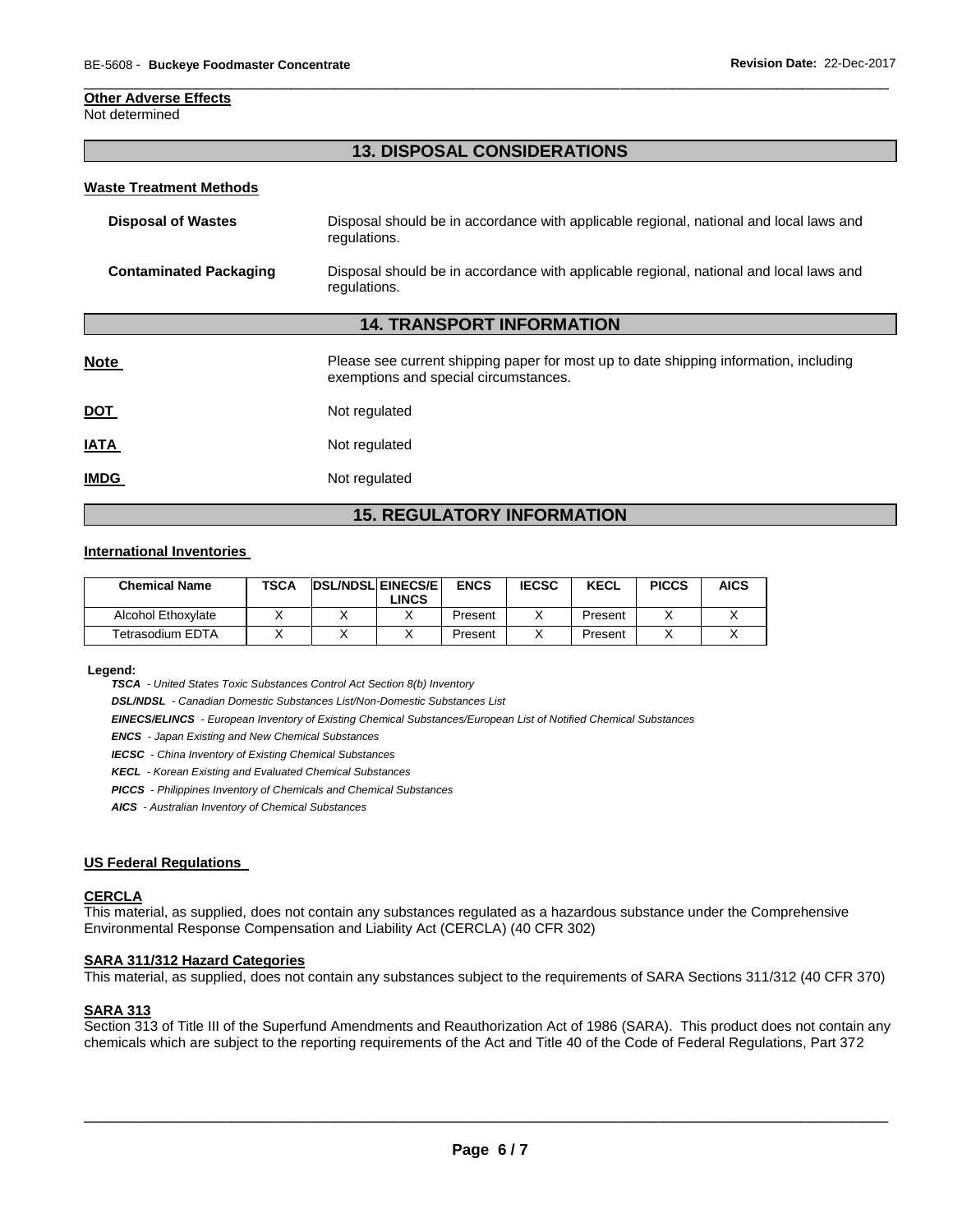**Other Adverse Effects**
Not determined

## 13. DISPOSAL CONSIDERATIONS

**Waste Treatment Methods**

**Disposal of Wastes** Disposal should be in accordance with applicable regional, national and local laws and regulations.

**Contaminated Packaging** Disposal should be in accordance with applicable regional, national and local laws and regulations.

## 14. TRANSPORT INFORMATION

**Note** Please see current shipping paper for most up to date shipping information, including exemptions and special circumstances.

**DOT** Not regulated

**IATA** Not regulated

**IMDG** Not regulated

## 15. REGULATORY INFORMATION

**International Inventories**

| Chemical Name | TSCA | DSL/NDSL | EINECS/ELINCS | ENCS | IECSC | KECL | PICCS | AICS |
|---|---|---|---|---|---|---|---|---|
| Alcohol Ethoxylate | X | X | X | Present | X | Present | X | X |
| Tetrasodium EDTA | X | X | X | Present | X | Present | X | X |

**Legend:**

***TSCA*** *- United States Toxic Substances Control Act Section 8(b) Inventory*

***DSL/NDSL*** *- Canadian Domestic Substances List/Non-Domestic Substances List*

***EINECS/ELINCS*** *- European Inventory of Existing Chemical Substances/European List of Notified Chemical Substances*

***ENCS*** *- Japan Existing and New Chemical Substances*

***IECSC*** *- China Inventory of Existing Chemical Substances*

***KECL*** *- Korean Existing and Evaluated Chemical Substances*

***PICCS*** *- Philippines Inventory of Chemicals and Chemical Substances*

***AICS*** *- Australian Inventory of Chemical Substances*

**US Federal Regulations**

**CERCLA**
This material, as supplied, does not contain any substances regulated as a hazardous substance under the Comprehensive Environmental Response Compensation and Liability Act (CERCLA) (40 CFR 302)

**SARA 311/312 Hazard Categories**
This material, as supplied, does not contain any substances subject to the requirements of SARA Sections 311/312 (40 CFR 370)

**SARA 313**
Section 313 of Title III of the Superfund Amendments and Reauthorization Act of 1986 (SARA). This product does not contain any chemicals which are subject to the reporting requirements of the Act and Title 40 of the Code of Federal Regulations, Part 372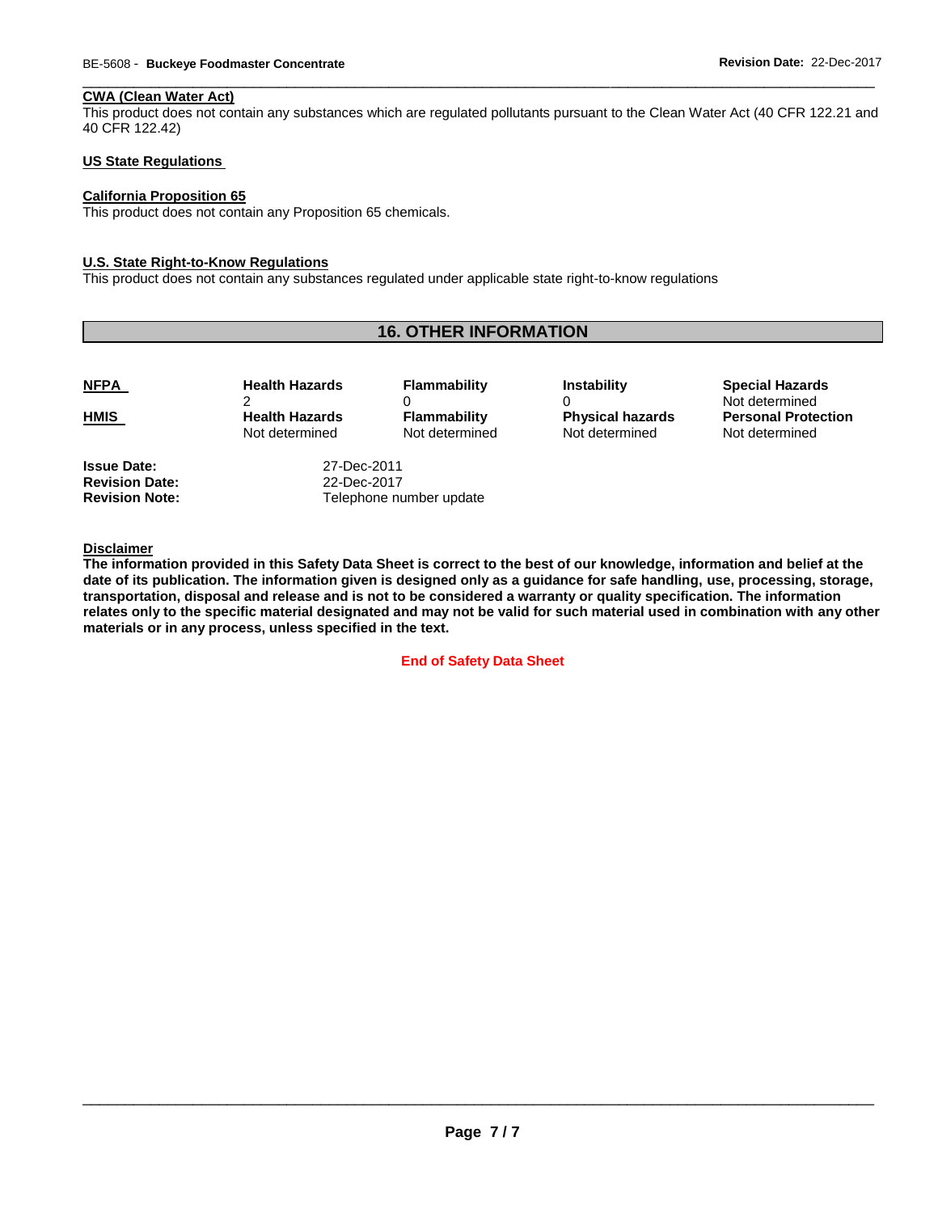**CWA (Clean Water Act)**

This product does not contain any substances which are regulated pollutants pursuant to the Clean Water Act (40 CFR 122.21 and 40 CFR 122.42)

**US State Regulations**

**California Proposition 65**

This product does not contain any Proposition 65 chemicals.

**U.S. State Right-to-Know Regulations**

This product does not contain any substances regulated under applicable state right-to-know regulations

## 16. OTHER INFORMATION

| | | | | |
|---|---|---|---|---|
| **NFPA** | **Health Hazards** 2 | **Flammability** 0 | **Instability** 0 | **Special Hazards** Not determined |
| **HMIS** | **Health Hazards** Not determined | **Flammability** Not determined | **Physical hazards** Not determined | **Personal Protection** Not determined |

**Issue Date:** 27-Dec-2011
**Revision Date:** 22-Dec-2017
**Revision Note:** Telephone number update

**Disclaimer**

**The information provided in this Safety Data Sheet is correct to the best of our knowledge, information and belief at the date of its publication. The information given is designed only as a guidance for safe handling, use, processing, storage, transportation, disposal and release and is not to be considered a warranty or quality specification. The information relates only to the specific material designated and may not be valid for such material used in combination with any other materials or in any process, unless specified in the text.**

**End of Safety Data Sheet**